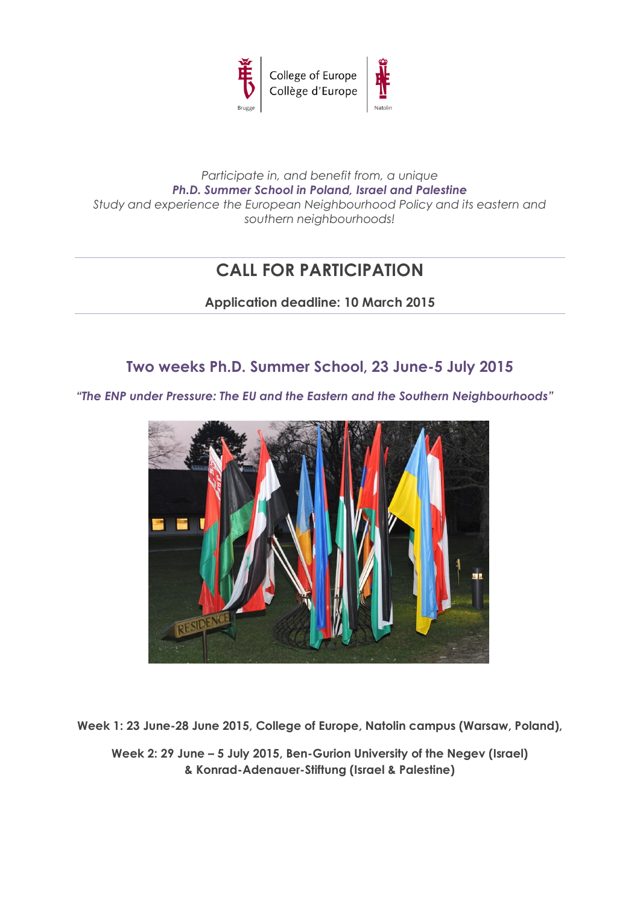College of Europe
Collège d'Europe

Brugge | Natolin

*Participate in, and benefit from, a unique*
***Ph.D. Summer School in Poland, Israel and Palestine***
*Study and experience the European Neighbourhood Policy and its eastern and southern neighbourhoods!*

# CALL FOR PARTICIPATION

**Application deadline: 10 March 2015**

## Two weeks Ph.D. Summer School, 23 June-5 July 2015

***"The ENP under Pressure: The EU and the Eastern and the Southern Neighbourhoods"***

**Week 1: 23 June-28 June 2015, College of Europe, Natolin campus (Warsaw, Poland),**

**Week 2: 29 June – 5 July 2015, Ben-Gurion University of the Negev (Israel) & Konrad-Adenauer-Stiftung (Israel & Palestine)**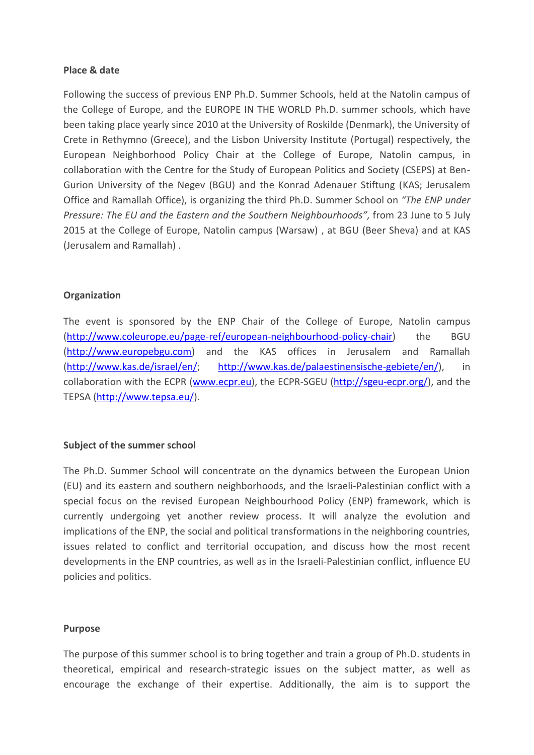**Place & date**

Following the success of previous ENP Ph.D. Summer Schools, held at the Natolin campus of the College of Europe, and the EUROPE IN THE WORLD Ph.D. summer schools, which have been taking place yearly since 2010 at the University of Roskilde (Denmark), the University of Crete in Rethymno (Greece), and the Lisbon University Institute (Portugal) respectively, the European Neighborhood Policy Chair at the College of Europe, Natolin campus, in collaboration with the Centre for the Study of European Politics and Society (CSEPS) at Ben-Gurion University of the Negev (BGU) and the Konrad Adenauer Stiftung (KAS; Jerusalem Office and Ramallah Office), is organizing the third Ph.D. Summer School on *"The ENP under Pressure: The EU and the Eastern and the Southern Neighbourhoods",* from 23 June to 5 July 2015 at the College of Europe, Natolin campus (Warsaw) , at BGU (Beer Sheva) and at KAS (Jerusalem and Ramallah) .

**Organization**

The event is sponsored by the ENP Chair of the College of Europe, Natolin campus (http://www.coleurope.eu/page-ref/european-neighbourhood-policy-chair) the BGU (http://www.europebgu.com) and the KAS offices in Jerusalem and Ramallah (http://www.kas.de/israel/en/; http://www.kas.de/palaestinensische-gebiete/en/), in collaboration with the ECPR (www.ecpr.eu), the ECPR-SGEU (http://sgeu-ecpr.org/), and the TEPSA (http://www.tepsa.eu/).

**Subject of the summer school**

The Ph.D. Summer School will concentrate on the dynamics between the European Union (EU) and its eastern and southern neighborhoods, and the Israeli-Palestinian conflict with a special focus on the revised European Neighbourhood Policy (ENP) framework, which is currently undergoing yet another review process. It will analyze the evolution and implications of the ENP, the social and political transformations in the neighboring countries, issues related to conflict and territorial occupation, and discuss how the most recent developments in the ENP countries, as well as in the Israeli-Palestinian conflict, influence EU policies and politics.

**Purpose**

The purpose of this summer school is to bring together and train a group of Ph.D. students in theoretical, empirical and research-strategic issues on the subject matter, as well as encourage the exchange of their expertise. Additionally, the aim is to support the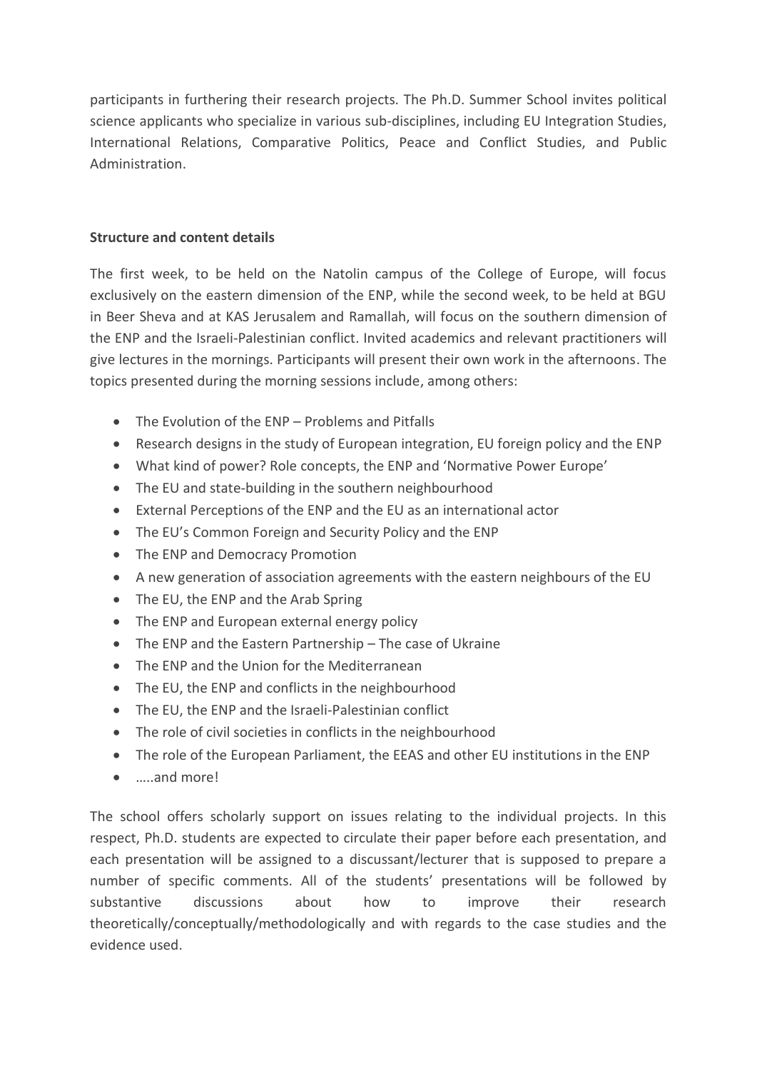participants in furthering their research projects. The Ph.D. Summer School invites political science applicants who specialize in various sub-disciplines, including EU Integration Studies, International Relations, Comparative Politics, Peace and Conflict Studies, and Public Administration.

**Structure and content details**

The first week, to be held on the Natolin campus of the College of Europe, will focus exclusively on the eastern dimension of the ENP, while the second week, to be held at BGU in Beer Sheva and at KAS Jerusalem and Ramallah, will focus on the southern dimension of the ENP and the Israeli-Palestinian conflict. Invited academics and relevant practitioners will give lectures in the mornings. Participants will present their own work in the afternoons. The topics presented during the morning sessions include, among others:

- The Evolution of the ENP – Problems and Pitfalls
- Research designs in the study of European integration, EU foreign policy and the ENP
- What kind of power? Role concepts, the ENP and 'Normative Power Europe'
- The EU and state-building in the southern neighbourhood
- External Perceptions of the ENP and the EU as an international actor
- The EU's Common Foreign and Security Policy and the ENP
- The ENP and Democracy Promotion
- A new generation of association agreements with the eastern neighbours of the EU
- The EU, the ENP and the Arab Spring
- The ENP and European external energy policy
- The ENP and the Eastern Partnership – The case of Ukraine
- The ENP and the Union for the Mediterranean
- The EU, the ENP and conflicts in the neighbourhood
- The EU, the ENP and the Israeli-Palestinian conflict
- The role of civil societies in conflicts in the neighbourhood
- The role of the European Parliament, the EEAS and other EU institutions in the ENP
- …..and more!

The school offers scholarly support on issues relating to the individual projects. In this respect, Ph.D. students are expected to circulate their paper before each presentation, and each presentation will be assigned to a discussant/lecturer that is supposed to prepare a number of specific comments. All of the students' presentations will be followed by substantive discussions about how to improve their research theoretically/conceptually/methodologically and with regards to the case studies and the evidence used.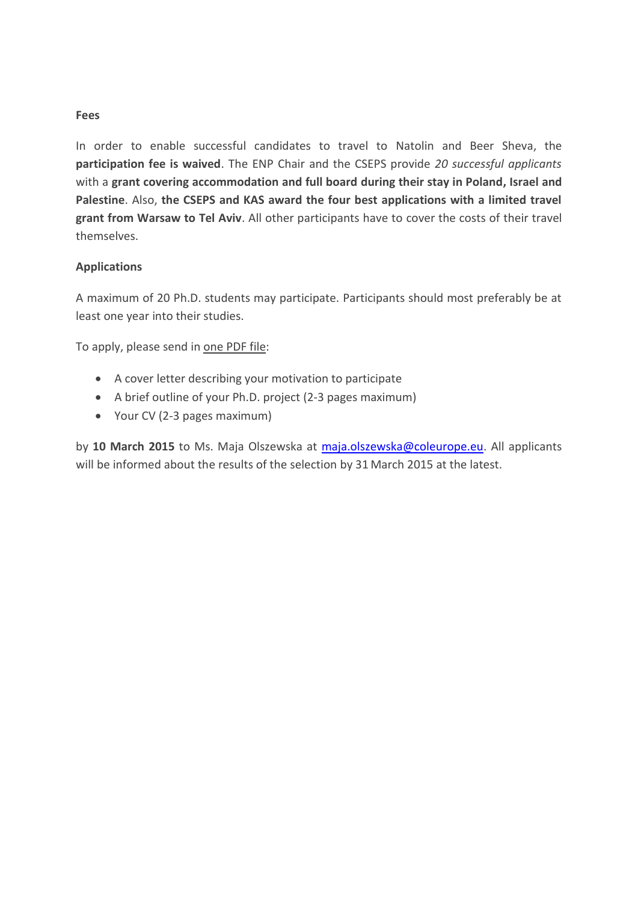**Fees**

In order to enable successful candidates to travel to Natolin and Beer Sheva, the **participation fee is waived**. The ENP Chair and the CSEPS provide *20 successful applicants* with a **grant covering accommodation and full board during their stay in Poland, Israel and Palestine**. Also, **the CSEPS and KAS award the four best applications with a limited travel grant from Warsaw to Tel Aviv**. All other participants have to cover the costs of their travel themselves.

**Applications**

A maximum of 20 Ph.D. students may participate. Participants should most preferably be at least one year into their studies.

To apply, please send in one PDF file:

- A cover letter describing your motivation to participate
- A brief outline of your Ph.D. project (2-3 pages maximum)
- Your CV (2-3 pages maximum)

by **10 March 2015** to Ms. Maja Olszewska at maja.olszewska@coleurope.eu. All applicants will be informed about the results of the selection by 31 March 2015 at the latest.